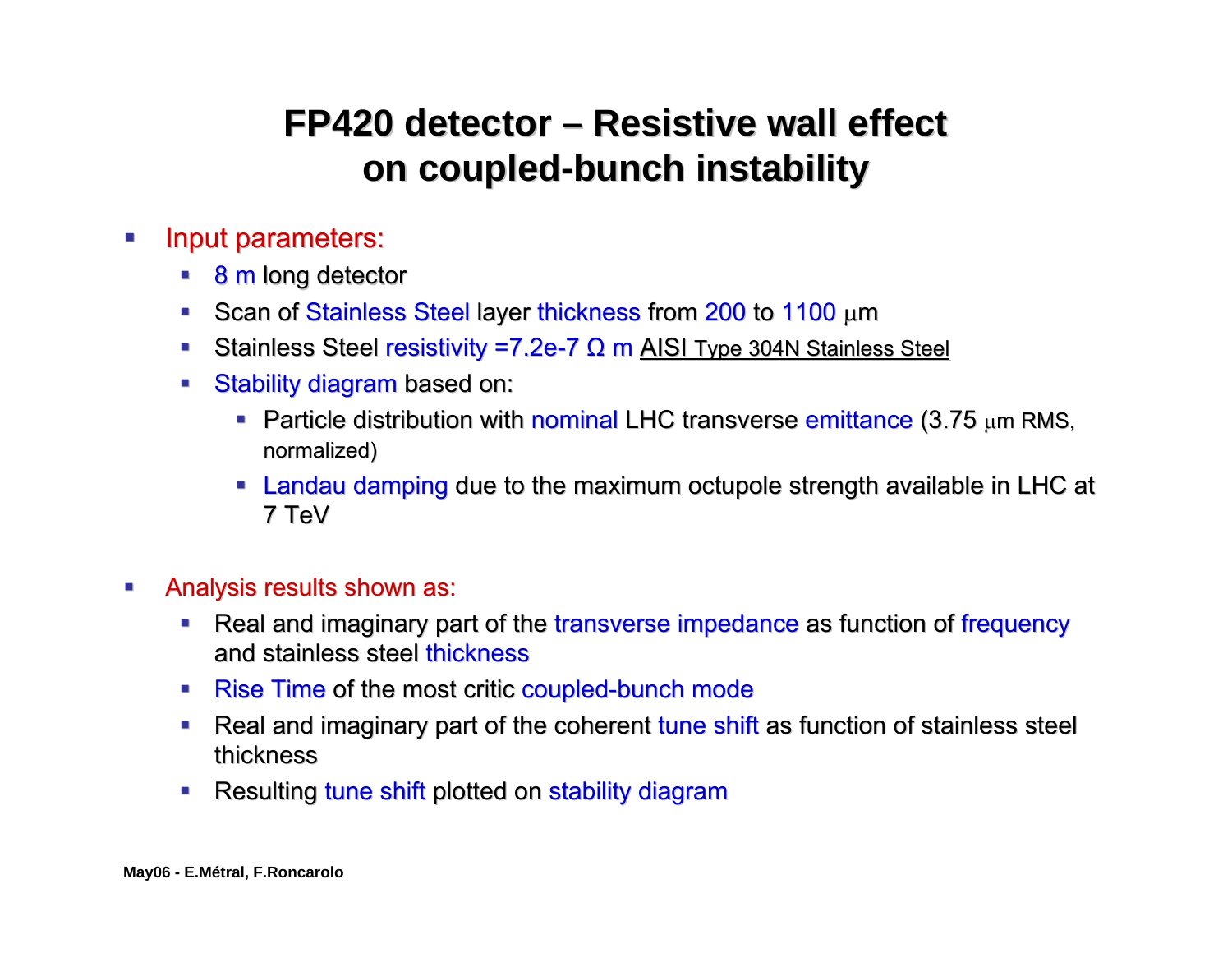# FP420 detector – Resistive wall effect on coupled-bunch instability

- Input parameters:
  - 8 m long detector
  - Scan of Stainless Steel layer thickness from 200 to 1100 μm
  - Stainless Steel resistivity =7.2e-7 Ω m AISI Type 304N Stainless Steel
  - Stability diagram based on:
    - Particle distribution with nominal LHC transverse emittance (3.75 μm RMS, normalized)
    - Landau damping due to the maximum octupole strength available in LHC at 7 TeV

- Analysis results shown as:
  - Real and imaginary part of the transverse impedance as function of frequency and stainless steel thickness
  - Rise Time of the most critic coupled-bunch mode
  - Real and imaginary part of the coherent tune shift as function of stainless steel thickness
  - Resulting tune shift plotted on stability diagram

May06 - E.Métral, F.Roncarolo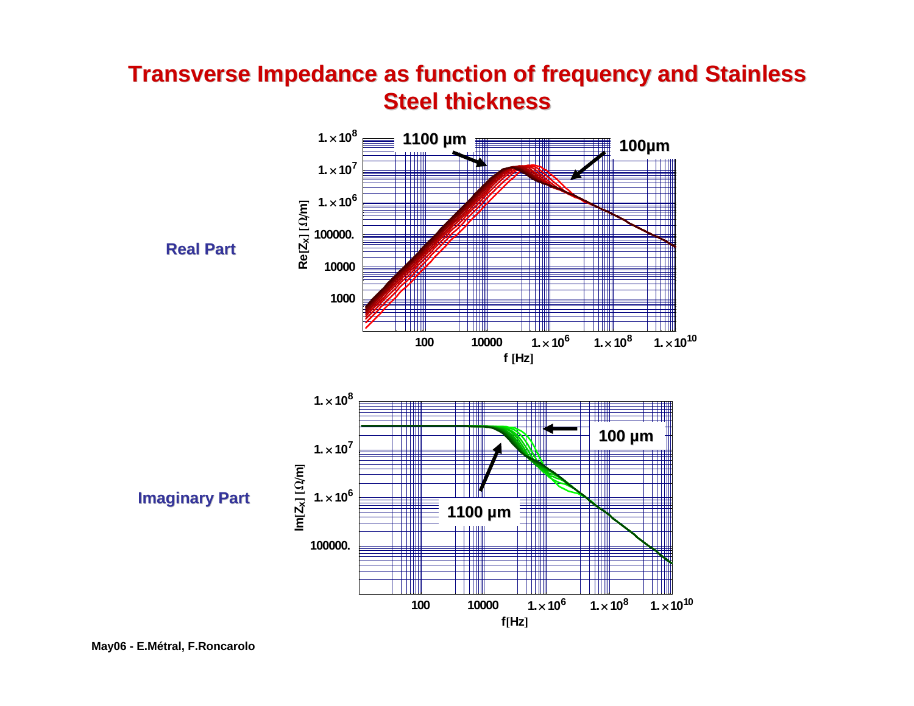# Transverse Impedance as function of frequency and Stainless Steel thickness

**Real Part**

$Re[Z_x]$ [Ω/m]

1100 μm

100μm

$1.\times10^{8}$

$1.\times10^{7}$

$1.\times10^{6}$

100000.

10000

1000

100 10000 $1.\times10^{6}$ $1.\times10^{8}$ $1.\times10^{10}$

f [Hz]

**Imaginary Part**

$Im[Z_x]$ [Ω/m]

100 μm

1100 μm

$1.\times10^{8}$

$1.\times10^{7}$

$1.\times10^{6}$

100000.

100 10000 $1.\times10^{6}$ $1.\times10^{8}$ $1.\times10^{10}$

f[Hz]

May06 - E.Métral, F.Roncarolo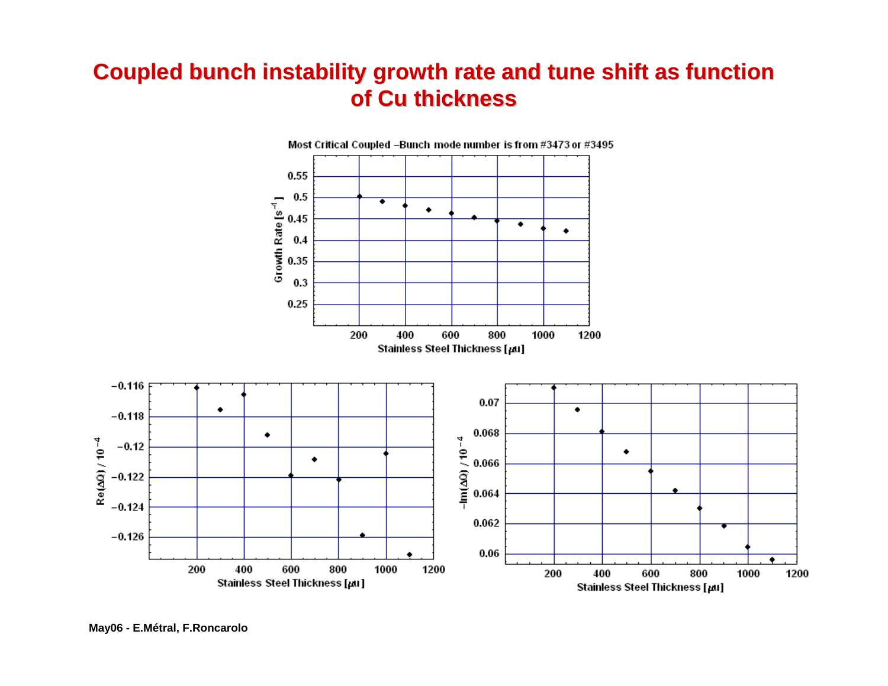# Coupled bunch instability growth rate and tune shift as function of Cu thickness

Most Critical Coupled –Bunch mode number is from #3473 or #3495

Growth Rate [$s^{-1}$]

0.55, 0.5, 0.45, 0.4, 0.35, 0.3, 0.25

200, 400, 600, 800, 1000, 1200

Stainless Steel Thickness [$\mu$m]

$Re(\Delta\Omega) / 10^{-4}$

−0.116, −0.118, −0.12, −0.122, −0.124, −0.126

200, 400, 600, 800, 1000, 1200

Stainless Steel Thickness [$\mu$m]

$-Im(\Delta\Omega) / 10^{-4}$

0.07, 0.068, 0.066, 0.064, 0.062, 0.06

200, 400, 600, 800, 1000, 1200

Stainless Steel Thickness [$\mu$m]

May06 - E.Métral, F.Roncarolo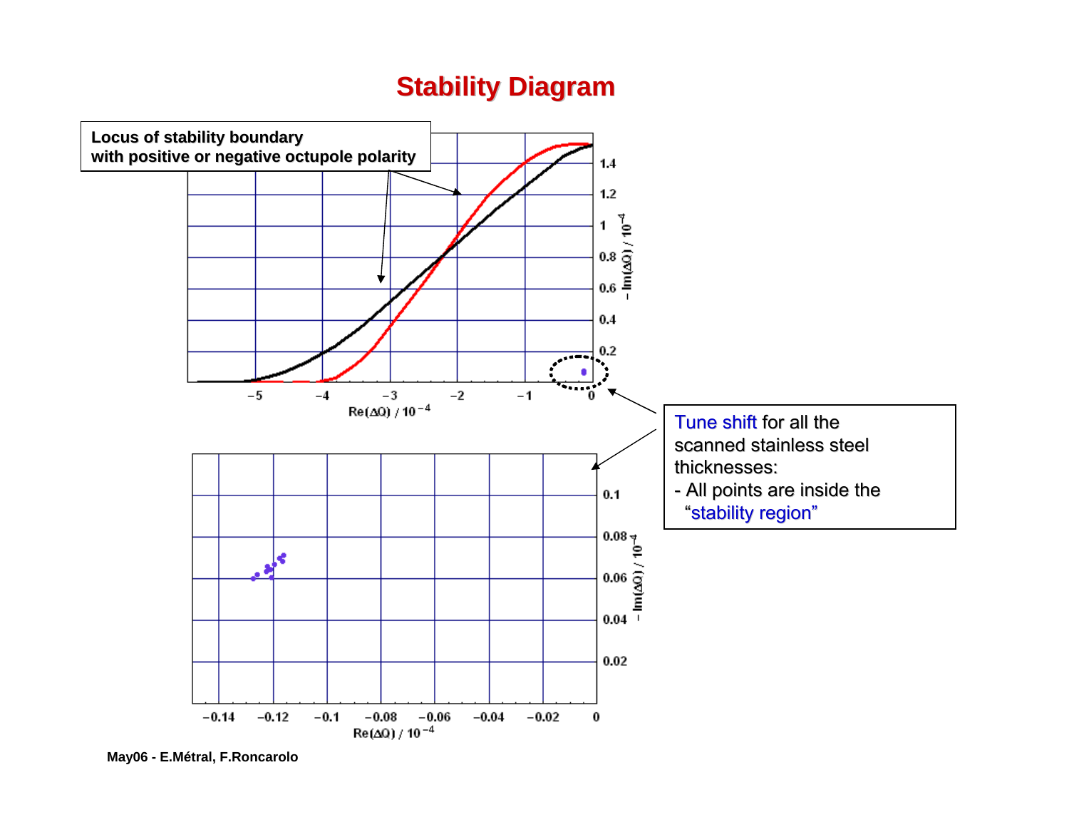# Stability Diagram

**Locus of stability boundary with positive or negative octupole polarity**

1.4
1.2
1
0.8
0.6
0.4
0.2

−5 −4 −3 −2 −1 0

$\mathrm{Re}(\Delta Q) / 10^{-4}$

$-\mathrm{Im}(\Delta Q) / 10^{-4}$

Tune shift for all the scanned stainless steel thicknesses:

- All points are inside the "stability region"

0.1
0.08
0.06
0.04
0.02

−0.14 −0.12 −0.1 −0.08 −0.06 −0.04 −0.02 0

$\mathrm{Re}(\Delta Q) / 10^{-4}$

$-\mathrm{Im}(\Delta Q) / 10^{-4}$

May06 - E.Métral, F.Roncarolo